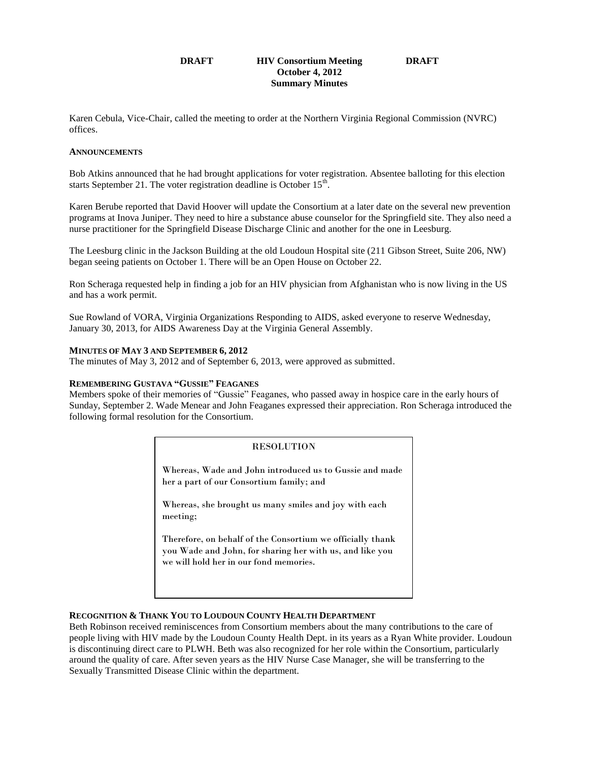**DRAFT HIV Consortium Meeting DRAFT**
**October 4, 2012**
**Summary Minutes**

Karen Cebula, Vice-Chair, called the meeting to order at the Northern Virginia Regional Commission (NVRC) offices.

## ANNOUNCEMENTS

Bob Atkins announced that he had brought applications for voter registration. Absentee balloting for this election starts September 21. The voter registration deadline is October 15th.

Karen Berube reported that David Hoover will update the Consortium at a later date on the several new prevention programs at Inova Juniper. They need to hire a substance abuse counselor for the Springfield site. They also need a nurse practitioner for the Springfield Disease Discharge Clinic and another for the one in Leesburg.

The Leesburg clinic in the Jackson Building at the old Loudoun Hospital site (211 Gibson Street, Suite 206, NW) began seeing patients on October 1. There will be an Open House on October 22.

Ron Scheraga requested help in finding a job for an HIV physician from Afghanistan who is now living in the US and has a work permit.

Sue Rowland of VORA, Virginia Organizations Responding to AIDS, asked everyone to reserve Wednesday, January 30, 2013, for AIDS Awareness Day at the Virginia General Assembly.

## MINUTES OF MAY 3 AND SEPTEMBER 6, 2012

The minutes of May 3, 2012 and of September 6, 2013, were approved as submitted.

## REMEMBERING GUSTAVA "GUSSIE" FEAGANES

Members spoke of their memories of "Gussie" Feaganes, who passed away in hospice care in the early hours of Sunday, September 2. Wade Menear and John Feaganes expressed their appreciation. Ron Scheraga introduced the following formal resolution for the Consortium.

> RESOLUTION
>
> Whereas, Wade and John introduced us to Gussie and made her a part of our Consortium family; and
>
> Whereas, she brought us many smiles and joy with each meeting;
>
> Therefore, on behalf of the Consortium we officially thank you Wade and John, for sharing her with us, and like you we will hold her in our fond memories.

## RECOGNITION & THANK YOU TO LOUDOUN COUNTY HEALTH DEPARTMENT

Beth Robinson received reminiscences from Consortium members about the many contributions to the care of people living with HIV made by the Loudoun County Health Dept. in its years as a Ryan White provider. Loudoun is discontinuing direct care to PLWH. Beth was also recognized for her role within the Consortium, particularly around the quality of care. After seven years as the HIV Nurse Case Manager, she will be transferring to the Sexually Transmitted Disease Clinic within the department.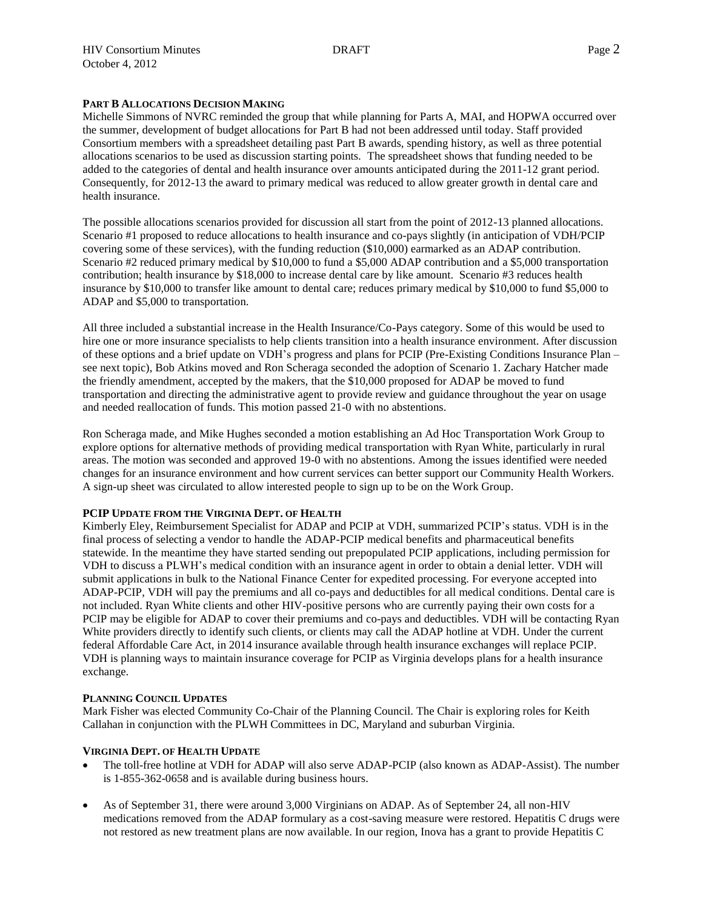### PART B ALLOCATIONS DECISION MAKING

Michelle Simmons of NVRC reminded the group that while planning for Parts A, MAI, and HOPWA occurred over the summer, development of budget allocations for Part B had not been addressed until today. Staff provided Consortium members with a spreadsheet detailing past Part B awards, spending history, as well as three potential allocations scenarios to be used as discussion starting points. The spreadsheet shows that funding needed to be added to the categories of dental and health insurance over amounts anticipated during the 2011-12 grant period. Consequently, for 2012-13 the award to primary medical was reduced to allow greater growth in dental care and health insurance.

The possible allocations scenarios provided for discussion all start from the point of 2012-13 planned allocations. Scenario #1 proposed to reduce allocations to health insurance and co-pays slightly (in anticipation of VDH/PCIP covering some of these services), with the funding reduction ($10,000) earmarked as an ADAP contribution. Scenario #2 reduced primary medical by $10,000 to fund a $5,000 ADAP contribution and a $5,000 transportation contribution; health insurance by $18,000 to increase dental care by like amount. Scenario #3 reduces health insurance by $10,000 to transfer like amount to dental care; reduces primary medical by $10,000 to fund $5,000 to ADAP and $5,000 to transportation.

All three included a substantial increase in the Health Insurance/Co-Pays category. Some of this would be used to hire one or more insurance specialists to help clients transition into a health insurance environment. After discussion of these options and a brief update on VDH's progress and plans for PCIP (Pre-Existing Conditions Insurance Plan – see next topic), Bob Atkins moved and Ron Scheraga seconded the adoption of Scenario 1. Zachary Hatcher made the friendly amendment, accepted by the makers, that the $10,000 proposed for ADAP be moved to fund transportation and directing the administrative agent to provide review and guidance throughout the year on usage and needed reallocation of funds. This motion passed 21-0 with no abstentions.

Ron Scheraga made, and Mike Hughes seconded a motion establishing an Ad Hoc Transportation Work Group to explore options for alternative methods of providing medical transportation with Ryan White, particularly in rural areas. The motion was seconded and approved 19-0 with no abstentions. Among the issues identified were needed changes for an insurance environment and how current services can better support our Community Health Workers. A sign-up sheet was circulated to allow interested people to sign up to be on the Work Group.

### PCIP UPDATE FROM THE VIRGINIA DEPT. OF HEALTH

Kimberly Eley, Reimbursement Specialist for ADAP and PCIP at VDH, summarized PCIP's status. VDH is in the final process of selecting a vendor to handle the ADAP-PCIP medical benefits and pharmaceutical benefits statewide. In the meantime they have started sending out prepopulated PCIP applications, including permission for VDH to discuss a PLWH's medical condition with an insurance agent in order to obtain a denial letter. VDH will submit applications in bulk to the National Finance Center for expedited processing. For everyone accepted into ADAP-PCIP, VDH will pay the premiums and all co-pays and deductibles for all medical conditions. Dental care is not included. Ryan White clients and other HIV-positive persons who are currently paying their own costs for a PCIP may be eligible for ADAP to cover their premiums and co-pays and deductibles. VDH will be contacting Ryan White providers directly to identify such clients, or clients may call the ADAP hotline at VDH. Under the current federal Affordable Care Act, in 2014 insurance available through health insurance exchanges will replace PCIP. VDH is planning ways to maintain insurance coverage for PCIP as Virginia develops plans for a health insurance exchange.

### PLANNING COUNCIL UPDATES

Mark Fisher was elected Community Co-Chair of the Planning Council. The Chair is exploring roles for Keith Callahan in conjunction with the PLWH Committees in DC, Maryland and suburban Virginia.

### VIRGINIA DEPT. OF HEALTH UPDATE

- The toll-free hotline at VDH for ADAP will also serve ADAP-PCIP (also known as ADAP-Assist). The number is 1-855-362-0658 and is available during business hours.
- As of September 31, there were around 3,000 Virginians on ADAP. As of September 24, all non-HIV medications removed from the ADAP formulary as a cost-saving measure were restored. Hepatitis C drugs were not restored as new treatment plans are now available. In our region, Inova has a grant to provide Hepatitis C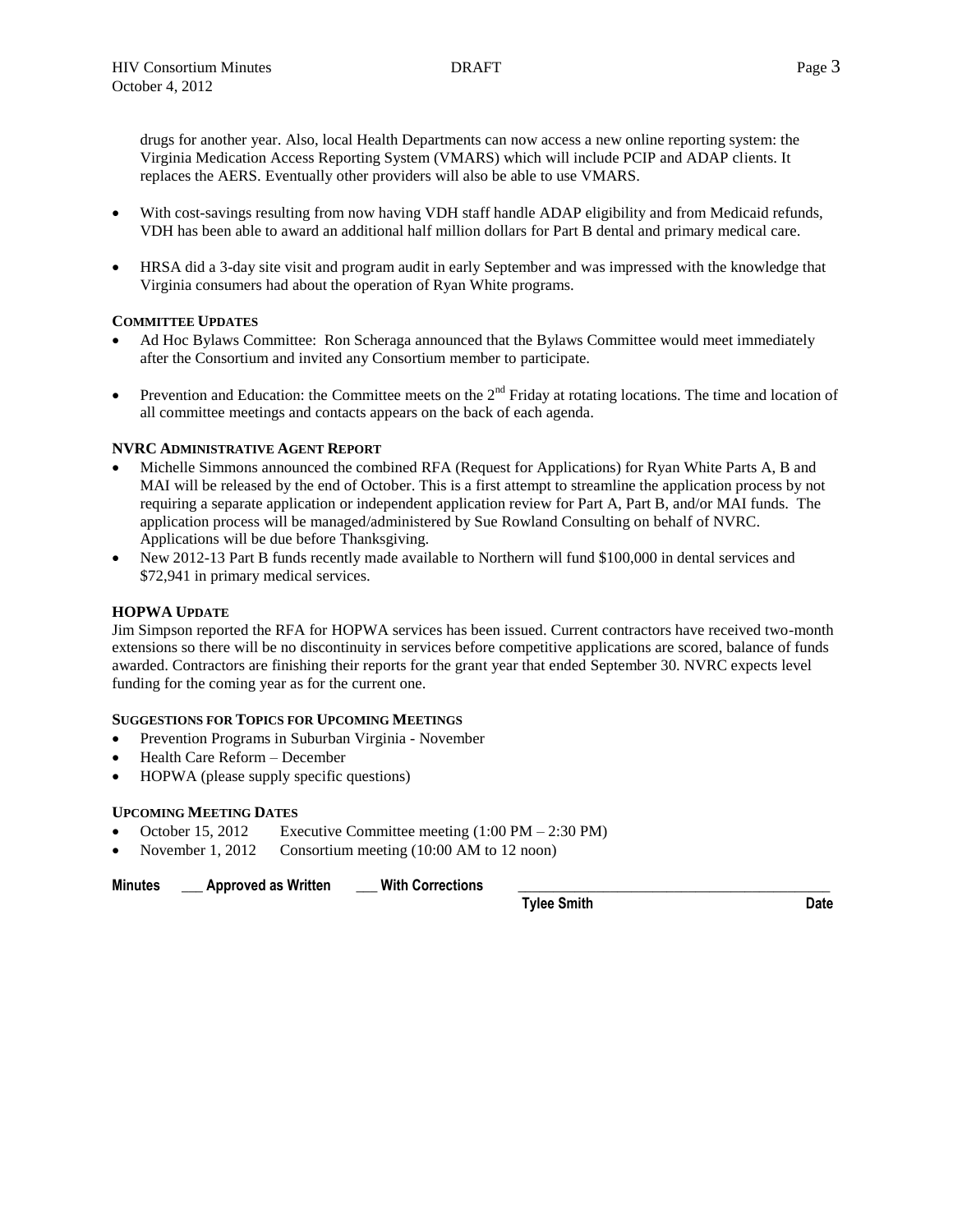drugs for another year. Also, local Health Departments can now access a new online reporting system: the Virginia Medication Access Reporting System (VMARS) which will include PCIP and ADAP clients. It replaces the AERS. Eventually other providers will also be able to use VMARS.

- With cost-savings resulting from now having VDH staff handle ADAP eligibility and from Medicaid refunds, VDH has been able to award an additional half million dollars for Part B dental and primary medical care.
- HRSA did a 3-day site visit and program audit in early September and was impressed with the knowledge that Virginia consumers had about the operation of Ryan White programs.

**COMMITTEE UPDATES**

- Ad Hoc Bylaws Committee: Ron Scheraga announced that the Bylaws Committee would meet immediately after the Consortium and invited any Consortium member to participate.
- Prevention and Education: the Committee meets on the 2nd Friday at rotating locations. The time and location of all committee meetings and contacts appears on the back of each agenda.

**NVRC ADMINISTRATIVE AGENT REPORT**

- Michelle Simmons announced the combined RFA (Request for Applications) for Ryan White Parts A, B and MAI will be released by the end of October. This is a first attempt to streamline the application process by not requiring a separate application or independent application review for Part A, Part B, and/or MAI funds. The application process will be managed/administered by Sue Rowland Consulting on behalf of NVRC. Applications will be due before Thanksgiving.
- New 2012-13 Part B funds recently made available to Northern will fund $100,000 in dental services and $72,941 in primary medical services.

**HOPWA UPDATE**

Jim Simpson reported the RFA for HOPWA services has been issued. Current contractors have received two-month extensions so there will be no discontinuity in services before competitive applications are scored, balance of funds awarded. Contractors are finishing their reports for the grant year that ended September 30. NVRC expects level funding for the coming year as for the current one.

**SUGGESTIONS FOR TOPICS FOR UPCOMING MEETINGS**

- Prevention Programs in Suburban Virginia - November
- Health Care Reform – December
- HOPWA (please supply specific questions)

**UPCOMING MEETING DATES**

- October 15, 2012 Executive Committee meeting (1:00 PM – 2:30 PM)
- November 1, 2012 Consortium meeting (10:00 AM to 12 noon)

**Minutes \_\_\_ Approved as Written \_\_\_ With Corrections** \_\_\_\_\_\_\_\_\_\_\_\_\_\_\_\_\_\_\_\_\_\_\_\_\_\_\_\_\_\_\_\_\_\_\_\_\_\_\_\_

**Tylee Smith** **Date**